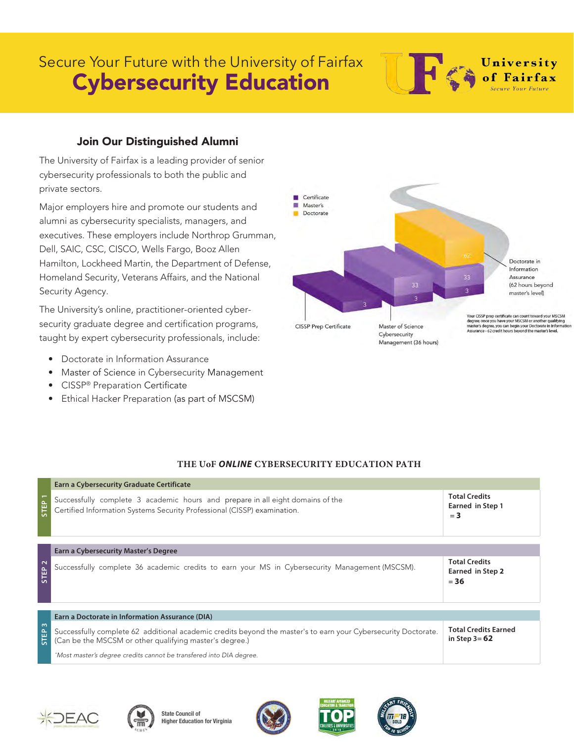# Secure Your Future with the University of Fairfax
# Cybersecurity Education

University of Fairfax
*Secure Your Future*

## Join Our Distinguished Alumni

The University of Fairfax is a leading provider of senior cybersecurity professionals to both the public and private sectors.

Major employers hire and promote our students and alumni as cybersecurity specialists, managers, and executives. These employers include Northrop Grumman, Dell, SAIC, CSC, CISCO, Wells Fargo, Booz Allen Hamilton, Lockheed Martin, the Department of Defense, Homeland Security, Veterans Affairs, and the National Security Agency.

The University's online, practitioner-oriented cyber-security graduate degree and certification programs, taught by expert cybersecurity professionals, include:

- Doctorate in Information Assurance
- Master of Science in Cybersecurity Management
- CISSP® Preparation Certificate
- Ethical Hacker Preparation (as part of MSCSM)

Certificate
Master's
Doctorate

CISSP Prep Certificate: 3

Master of Science Cybersecurity Management (36 hours): 3, 33

Doctorate in Information Assurance (62 hours beyond master's level): 3, 33, 62

Your CISSP prep certificate can count toward your MSCSM degree; once you have your MSCSM or another qualifying master's degree, you can begin your Doctorate in Information Assurance - 62 credit hours beyond the master's level.

### THE UoF *ONLINE* CYBERSECURITY EDUCATION PATH

| | | |
|---|---|---|
| **STEP 1** | **Earn a Cybersecurity Graduate Certificate**<br>Successfully complete 3 academic hours and prepare in all eight domains of the Certified Information Systems Security Professional (CISSP) examination. | **Total Credits Earned in Step 1 = 3** |
| **STEP 2** | **Earn a Cybersecurity Master's Degree**<br>Successfully complete 36 academic credits to earn your MS in Cybersecurity Management (MSCSM). | **Total Credits Earned in Step 2 = 36** |
| **STEP 3** | **Earn a Doctorate in Information Assurance (DIA)**<br>Successfully complete 62 additional academic credits beyond the master's to earn your Cybersecurity Doctorate. (Can be the MSCSM or other qualifying master's degree.)<br>*\*Most master's degree credits cannot be transfered into DIA degree.* | **Total Credits Earned in Step 3 = 62** |

DEAC

State Council of Higher Education for Virginia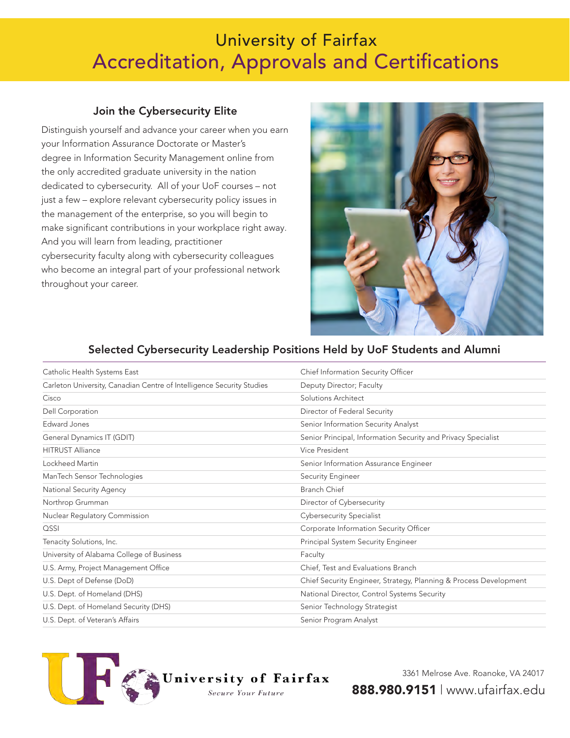# University of Fairfax
# Accreditation, Approvals and Certifications

### Join the Cybersecurity Elite

Distinguish yourself and advance your career when you earn your Information Assurance Doctorate or Master's degree in Information Security Management online from the only accredited graduate university in the nation dedicated to cybersecurity. All of your UoF courses – not just a few – explore relevant cybersecurity policy issues in the management of the enterprise, so you will begin to make significant contributions in your workplace right away. And you will learn from leading, practitioner cybersecurity faculty along with cybersecurity colleagues who become an integral part of your professional network throughout your career.

### Selected Cybersecurity Leadership Positions Held by UoF Students and Alumni

| | |
|---|---|
| Catholic Health Systems East | Chief Information Security Officer |
| Carleton University, Canadian Centre of Intelligence Security Studies | Deputy Director; Faculty |
| Cisco | Solutions Architect |
| Dell Corporation | Director of Federal Security |
| Edward Jones | Senior Information Security Analyst |
| General Dynamics IT (GDIT) | Senior Principal, Information Security and Privacy Specialist |
| HITRUST Alliance | Vice President |
| Lockheed Martin | Senior Information Assurance Engineer |
| ManTech Sensor Technologies | Security Engineer |
| National Security Agency | Branch Chief |
| Northrop Grumman | Director of Cybersecurity |
| Nuclear Regulatory Commission | Cybersecurity Specialist |
| QSSI | Corporate Information Security Officer |
| Tenacity Solutions, Inc. | Principal System Security Engineer |
| University of Alabama College of Business | Faculty |
| U.S. Army, Project Management Office | Chief, Test and Evaluations Branch |
| U.S. Dept of Defense (DoD) | Chief Security Engineer, Strategy, Planning & Process Development |
| U.S. Dept. of Homeland (DHS) | National Director, Control Systems Security |
| U.S. Dept. of Homeland Security (DHS) | Senior Technology Strategist |
| U.S. Dept. of Veteran's Affairs | Senior Program Analyst |

University of Fairfax
*Secure Your Future*

3361 Melrose Ave. Roanoke, VA 24017
**888.980.9151** | www.ufairfax.edu